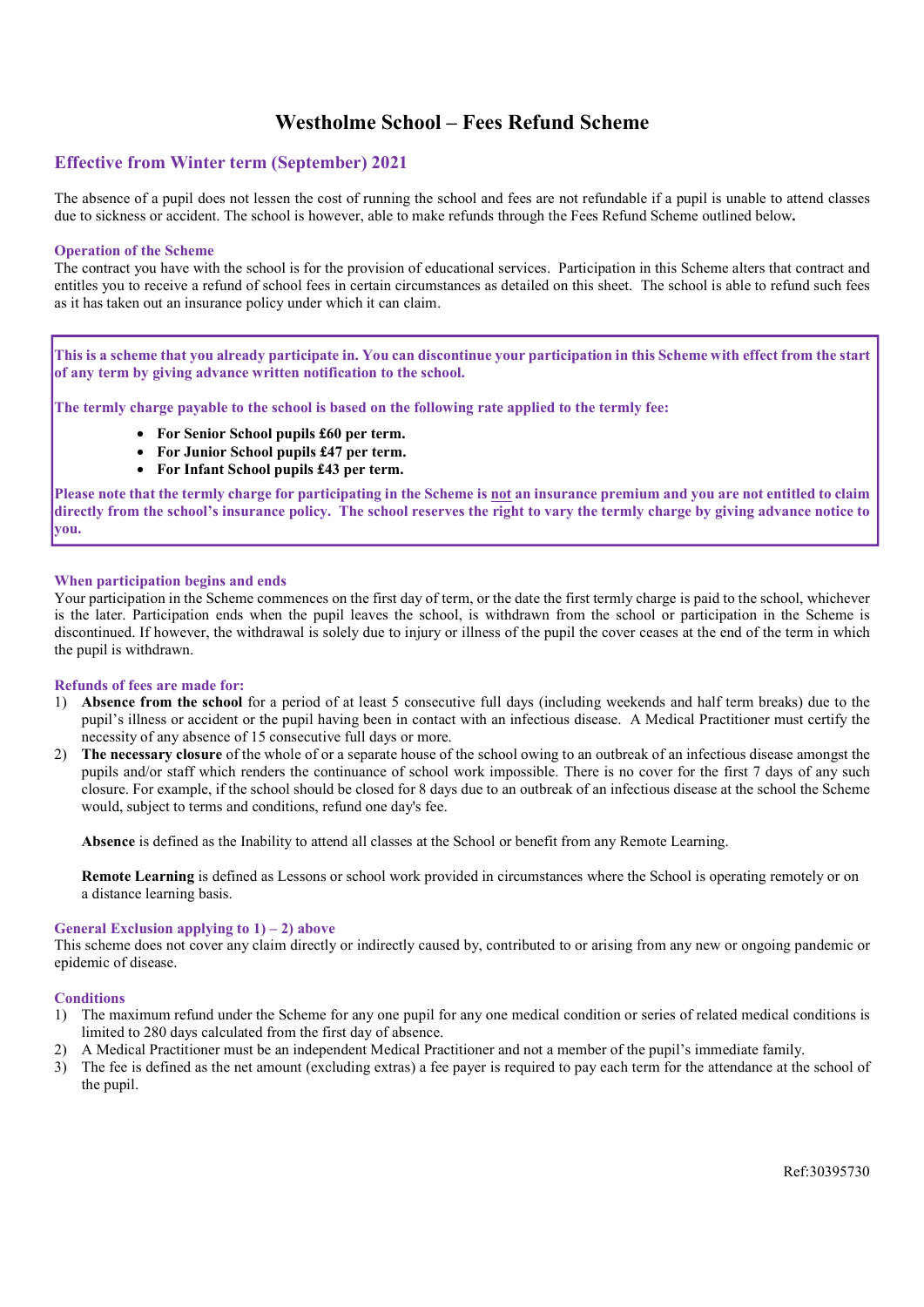# Westholme School – Fees Refund Scheme

## Effective from Winter term (September) 2021

The absence of a pupil does not lessen the cost of running the school and fees are not refundable if a pupil is unable to attend classes due to sickness or accident. The school is however, able to make refunds through the Fees Refund Scheme outlined below**.**

### Operation of the Scheme

The contract you have with the school is for the provision of educational services. Participation in this Scheme alters that contract and entitles you to receive a refund of school fees in certain circumstances as detailed on this sheet. The school is able to refund such fees as it has taken out an insurance policy under which it can claim.

**This is a scheme that you already participate in. You can discontinue your participation in this Scheme with effect from the start of any term by giving advance written notification to the school.**

**The termly charge payable to the school is based on the following rate applied to the termly fee:**

- **For Senior School pupils £60 per term.**
- **For Junior School pupils £47 per term.**
- **For Infant School pupils £43 per term.**

**Please note that the termly charge for participating in the Scheme is not an insurance premium and you are not entitled to claim directly from the school's insurance policy. The school reserves the right to vary the termly charge by giving advance notice to you.**

### When participation begins and ends

Your participation in the Scheme commences on the first day of term, or the date the first termly charge is paid to the school, whichever is the later. Participation ends when the pupil leaves the school, is withdrawn from the school or participation in the Scheme is discontinued. If however, the withdrawal is solely due to injury or illness of the pupil the cover ceases at the end of the term in which the pupil is withdrawn.

### Refunds of fees are made for:

1) **Absence from the school** for a period of at least 5 consecutive full days (including weekends and half term breaks) due to the pupil's illness or accident or the pupil having been in contact with an infectious disease. A Medical Practitioner must certify the necessity of any absence of 15 consecutive full days or more.
2) **The necessary closure** of the whole of or a separate house of the school owing to an outbreak of an infectious disease amongst the pupils and/or staff which renders the continuance of school work impossible. There is no cover for the first 7 days of any such closure. For example, if the school should be closed for 8 days due to an outbreak of an infectious disease at the school the Scheme would, subject to terms and conditions, refund one day's fee.

   **Absence** is defined as the Inability to attend all classes at the School or benefit from any Remote Learning.

   **Remote Learning** is defined as Lessons or school work provided in circumstances where the School is operating remotely or on a distance learning basis.

### General Exclusion applying to 1) – 2) above

This scheme does not cover any claim directly or indirectly caused by, contributed to or arising from any new or ongoing pandemic or epidemic of disease.

### Conditions

1) The maximum refund under the Scheme for any one pupil for any one medical condition or series of related medical conditions is limited to 280 days calculated from the first day of absence.
2) A Medical Practitioner must be an independent Medical Practitioner and not a member of the pupil's immediate family.
3) The fee is defined as the net amount (excluding extras) a fee payer is required to pay each term for the attendance at the school of the pupil.

Ref:30395730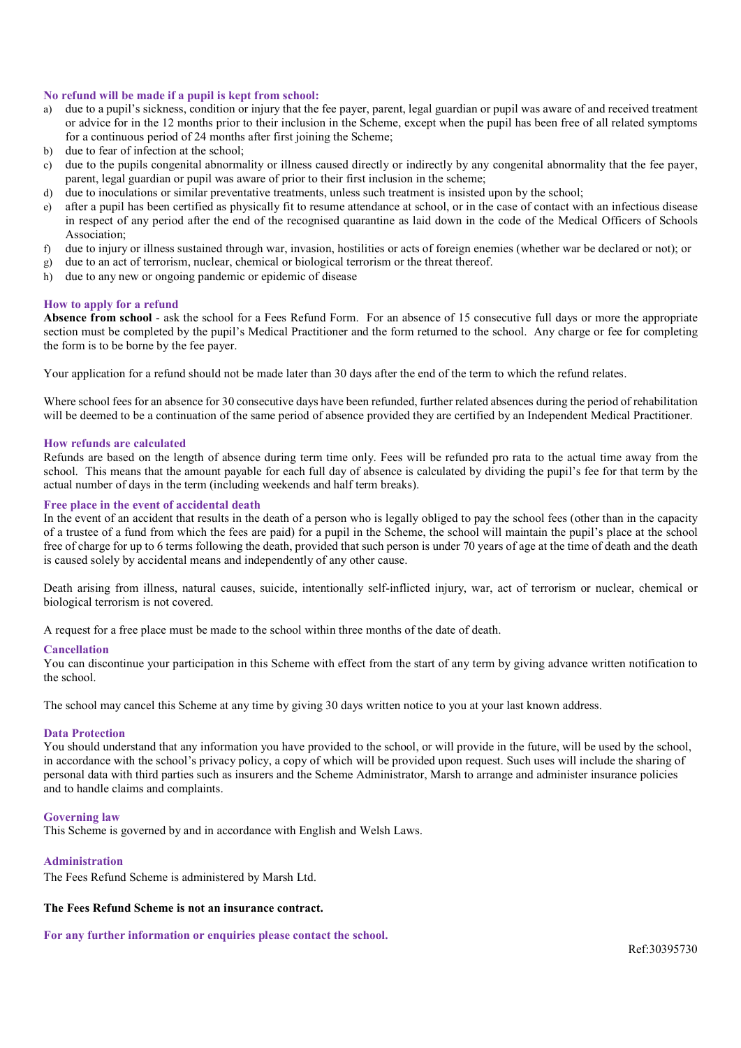### No refund will be made if a pupil is kept from school:

a) due to a pupil's sickness, condition or injury that the fee payer, parent, legal guardian or pupil was aware of and received treatment or advice for in the 12 months prior to their inclusion in the Scheme, except when the pupil has been free of all related symptoms for a continuous period of 24 months after first joining the Scheme;
b) due to fear of infection at the school;
c) due to the pupils congenital abnormality or illness caused directly or indirectly by any congenital abnormality that the fee payer, parent, legal guardian or pupil was aware of prior to their first inclusion in the scheme;
d) due to inoculations or similar preventative treatments, unless such treatment is insisted upon by the school;
e) after a pupil has been certified as physically fit to resume attendance at school, or in the case of contact with an infectious disease in respect of any period after the end of the recognised quarantine as laid down in the code of the Medical Officers of Schools Association;
f) due to injury or illness sustained through war, invasion, hostilities or acts of foreign enemies (whether war be declared or not); or
g) due to an act of terrorism, nuclear, chemical or biological terrorism or the threat thereof.
h) due to any new or ongoing pandemic or epidemic of disease

### How to apply for a refund

**Absence from school** - ask the school for a Fees Refund Form. For an absence of 15 consecutive full days or more the appropriate section must be completed by the pupil's Medical Practitioner and the form returned to the school. Any charge or fee for completing the form is to be borne by the fee payer.

Your application for a refund should not be made later than 30 days after the end of the term to which the refund relates.

Where school fees for an absence for 30 consecutive days have been refunded, further related absences during the period of rehabilitation will be deemed to be a continuation of the same period of absence provided they are certified by an Independent Medical Practitioner.

### How refunds are calculated

Refunds are based on the length of absence during term time only. Fees will be refunded pro rata to the actual time away from the school. This means that the amount payable for each full day of absence is calculated by dividing the pupil's fee for that term by the actual number of days in the term (including weekends and half term breaks).

### Free place in the event of accidental death

In the event of an accident that results in the death of a person who is legally obliged to pay the school fees (other than in the capacity of a trustee of a fund from which the fees are paid) for a pupil in the Scheme, the school will maintain the pupil's place at the school free of charge for up to 6 terms following the death, provided that such person is under 70 years of age at the time of death and the death is caused solely by accidental means and independently of any other cause.

Death arising from illness, natural causes, suicide, intentionally self-inflicted injury, war, act of terrorism or nuclear, chemical or biological terrorism is not covered.

A request for a free place must be made to the school within three months of the date of death.

### Cancellation

You can discontinue your participation in this Scheme with effect from the start of any term by giving advance written notification to the school.

The school may cancel this Scheme at any time by giving 30 days written notice to you at your last known address.

### Data Protection

You should understand that any information you have provided to the school, or will provide in the future, will be used by the school, in accordance with the school's privacy policy, a copy of which will be provided upon request. Such uses will include the sharing of personal data with third parties such as insurers and the Scheme Administrator, Marsh to arrange and administer insurance policies and to handle claims and complaints.

### Governing law

This Scheme is governed by and in accordance with English and Welsh Laws.

### Administration

The Fees Refund Scheme is administered by Marsh Ltd.

**The Fees Refund Scheme is not an insurance contract.**

**For any further information or enquiries please contact the school.**

Ref:30395730